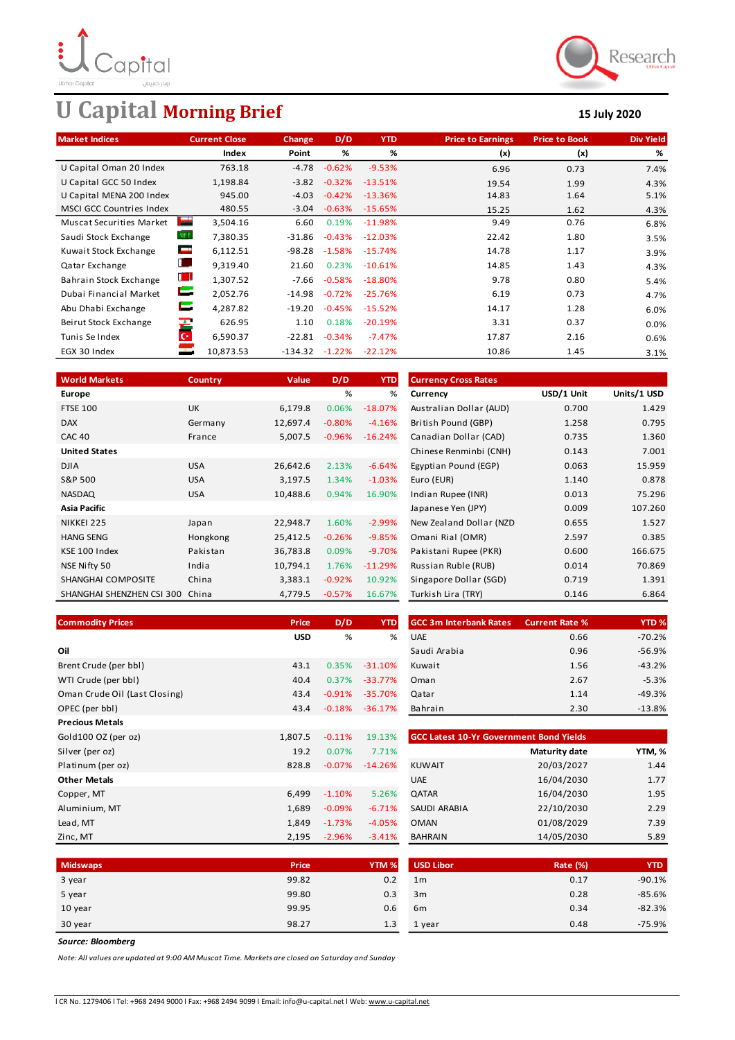# U Capital Morning Brief

**15 July 2020**

| Market Indices | Current Close | Change | D/D | YTD | Price to Earnings | Price to Book | Div Yield |
|---|---|---|---|---|---|---|---|
| | Index | Point | % | % | (x) | (x) | % |
| U Capital Oman 20 Index | 763.18 | -4.78 | -0.62% | -9.53% | 6.96 | 0.73 | 7.4% |
| U Capital GCC 50 Index | 1,198.84 | -3.82 | -0.32% | -13.51% | 19.54 | 1.99 | 4.3% |
| U Capital MENA 200 Index | 945.00 | -4.03 | -0.42% | -13.36% | 14.83 | 1.64 | 5.1% |
| MSCI GCC Countries Index | 480.55 | -3.04 | -0.63% | -15.65% | 15.25 | 1.62 | 4.3% |
| Muscat Securities Market | 3,504.16 | 6.60 | 0.19% | -11.98% | 9.49 | 0.76 | 6.8% |
| Saudi Stock Exchange | 7,380.35 | -31.86 | -0.43% | -12.03% | 22.42 | 1.80 | 3.5% |
| Kuwait Stock Exchange | 6,112.51 | -98.28 | -1.58% | -15.74% | 14.78 | 1.17 | 3.9% |
| Qatar Exchange | 9,319.40 | 21.60 | 0.23% | -10.61% | 14.85 | 1.43 | 4.3% |
| Bahrain Stock Exchange | 1,307.52 | -7.66 | -0.58% | -18.80% | 9.78 | 0.80 | 5.4% |
| Dubai Financial Market | 2,052.76 | -14.98 | -0.72% | -25.76% | 6.19 | 0.73 | 4.7% |
| Abu Dhabi Exchange | 4,287.82 | -19.20 | -0.45% | -15.52% | 14.17 | 1.28 | 6.0% |
| Beirut Stock Exchange | 626.95 | 1.10 | 0.18% | -20.19% | 3.31 | 0.37 | 0.0% |
| Tunis Se Index | 6,590.37 | -22.81 | -0.34% | -7.47% | 17.87 | 2.16 | 0.6% |
| EGX 30 Index | 10,873.53 | -134.32 | -1.22% | -22.12% | 10.86 | 1.45 | 3.1% |

| World Markets | Country | Value | D/D | YTD |
|---|---|---|---|---|
| **Europe** | | | % | % |
| FTSE 100 | UK | 6,179.8 | 0.06% | -18.07% |
| DAX | Germany | 12,697.4 | -0.80% | -4.16% |
| CAC 40 | France | 5,007.5 | -0.96% | -16.24% |
| **United States** | | | | |
| DJIA | USA | 26,642.6 | 2.13% | -6.64% |
| S&P 500 | USA | 3,197.5 | 1.34% | -1.03% |
| NASDAQ | USA | 10,488.6 | 0.94% | 16.90% |
| **Asia Pacific** | | | | |
| NIKKEI 225 | Japan | 22,948.7 | 1.60% | -2.99% |
| HANG SENG | Hongkong | 25,412.5 | -0.26% | -9.85% |
| KSE 100 Index | Pakistan | 36,783.8 | 0.09% | -9.70% |
| NSE Nifty 50 | India | 10,794.1 | 1.76% | -11.29% |
| SHANGHAI COMPOSITE | China | 3,383.1 | -0.92% | 10.92% |
| SHANGHAI SHENZHEN CSI 300 | China | 4,779.5 | -0.57% | 16.67% |

| Currency Cross Rates | | |
|---|---|---|
| **Currency** | **USD/1 Unit** | **Units/1 USD** |
| Australian Dollar (AUD) | 0.700 | 1.429 |
| British Pound (GBP) | 1.258 | 0.795 |
| Canadian Dollar (CAD) | 0.735 | 1.360 |
| Chinese Renminbi (CNH) | 0.143 | 7.001 |
| Egyptian Pound (EGP) | 0.063 | 15.959 |
| Euro (EUR) | 1.140 | 0.878 |
| Indian Rupee (INR) | 0.013 | 75.296 |
| Japanese Yen (JPY) | 0.009 | 107.260 |
| New Zealand Dollar (NZD | 0.655 | 1.527 |
| Omani Rial (OMR) | 2.597 | 0.385 |
| Pakistani Rupee (PKR) | 0.600 | 166.675 |
| Russian Ruble (RUB) | 0.014 | 70.869 |
| Singapore Dollar (SGD) | 0.719 | 1.391 |
| Turkish Lira (TRY) | 0.146 | 6.864 |

| Commodity Prices | Price | D/D | YTD |
|---|---|---|---|
| | USD | % | % |
| **Oil** | | | |
| Brent Crude (per bbl) | 43.1 | 0.35% | -31.10% |
| WTI Crude (per bbl) | 40.4 | 0.37% | -33.77% |
| Oman Crude Oil (Last Closing) | 43.4 | -0.91% | -35.70% |
| OPEC (per bbl) | 43.4 | -0.18% | -36.17% |
| **Precious Metals** | | | |
| Gold100 OZ (per oz) | 1,807.5 | -0.11% | 19.13% |
| Silver (per oz) | 19.2 | 0.07% | 7.71% |
| Platinum (per oz) | 828.8 | -0.07% | -14.26% |
| **Other Metals** | | | |
| Copper, MT | 6,499 | -1.10% | 5.26% |
| Aluminium, MT | 1,689 | -0.09% | -6.71% |
| Lead, MT | 1,849 | -1.73% | -4.05% |
| Zinc, MT | 2,195 | -2.96% | -3.41% |

| GCC 3m Interbank Rates | Current Rate % | YTD % |
|---|---|---|
| UAE | 0.66 | -70.2% |
| Saudi Arabia | 0.96 | -56.9% |
| Kuwait | 1.56 | -43.2% |
| Oman | 2.67 | -5.3% |
| Qatar | 1.14 | -49.3% |
| Bahrain | 2.30 | -13.8% |

| GCC Latest 10-Yr Government Bond Yields | Maturity date | YTM, % |
|---|---|---|
| KUWAIT | 20/03/2027 | 1.44 |
| UAE | 16/04/2030 | 1.77 |
| QATAR | 16/04/2030 | 1.95 |
| SAUDI ARABIA | 22/10/2030 | 2.29 |
| OMAN | 01/08/2029 | 7.39 |
| BAHRAIN | 14/05/2030 | 5.89 |

| Midswaps | Price | YTM % |
|---|---|---|
| 3 year | 99.82 | 0.2 |
| 5 year | 99.80 | 0.3 |
| 10 year | 99.95 | 0.6 |
| 30 year | 98.27 | 1.3 |

| USD Libor | Rate (%) | YTD |
|---|---|---|
| 1m | 0.17 | -90.1% |
| 3m | 0.28 | -85.6% |
| 6m | 0.34 | -82.3% |
| 1 year | 0.48 | -75.9% |

***Source: Bloomberg***

*Note: All values are updated at 9:00 AM Muscat Time. Markets are closed on Saturday and Sunday*

l CR No. 1279406 l Tel: +968 2494 9000 l Fax: +968 2494 9099 l Email: info@u-capital.net l Web: www.u-capital.net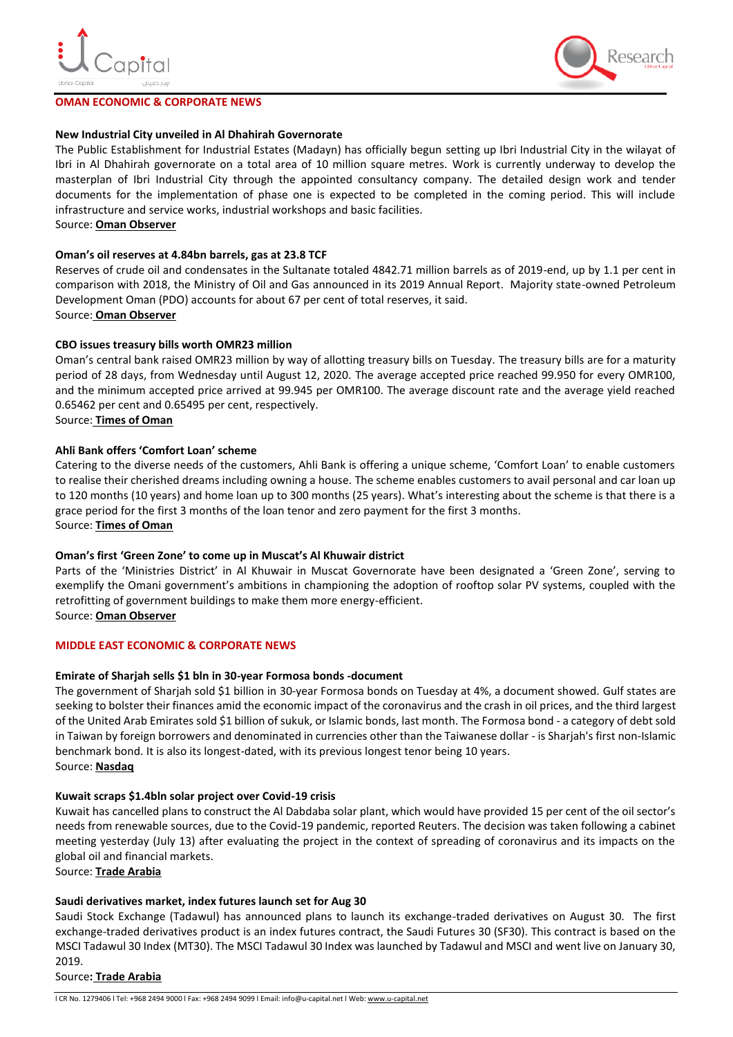## OMAN ECONOMIC & CORPORATE NEWS

### New Industrial City unveiled in Al Dhahirah Governorate

The Public Establishment for Industrial Estates (Madayn) has officially begun setting up Ibri Industrial City in the wilayat of Ibri in Al Dhahirah governorate on a total area of 10 million square metres. Work is currently underway to develop the masterplan of Ibri Industrial City through the appointed consultancy company. The detailed design work and tender documents for the implementation of phase one is expected to be completed in the coming period. This will include infrastructure and service works, industrial workshops and basic facilities.

Source: **Oman Observer**

### Oman's oil reserves at 4.84bn barrels, gas at 23.8 TCF

Reserves of crude oil and condensates in the Sultanate totaled 4842.71 million barrels as of 2019-end, up by 1.1 per cent in comparison with 2018, the Ministry of Oil and Gas announced in its 2019 Annual Report. Majority state-owned Petroleum Development Oman (PDO) accounts for about 67 per cent of total reserves, it said.

Source: **Oman Observer**

### CBO issues treasury bills worth OMR23 million

Oman's central bank raised OMR23 million by way of allotting treasury bills on Tuesday. The treasury bills are for a maturity period of 28 days, from Wednesday until August 12, 2020. The average accepted price reached 99.950 for every OMR100, and the minimum accepted price arrived at 99.945 per OMR100. The average discount rate and the average yield reached 0.65462 per cent and 0.65495 per cent, respectively.

Source: **Times of Oman**

### Ahli Bank offers 'Comfort Loan' scheme

Catering to the diverse needs of the customers, Ahli Bank is offering a unique scheme, 'Comfort Loan' to enable customers to realise their cherished dreams including owning a house. The scheme enables customers to avail personal and car loan up to 120 months (10 years) and home loan up to 300 months (25 years). What's interesting about the scheme is that there is a grace period for the first 3 months of the loan tenor and zero payment for the first 3 months.

Source: **Times of Oman**

### Oman's first 'Green Zone' to come up in Muscat's Al Khuwair district

Parts of the 'Ministries District' in Al Khuwair in Muscat Governorate have been designated a 'Green Zone', serving to exemplify the Omani government's ambitions in championing the adoption of rooftop solar PV systems, coupled with the retrofitting of government buildings to make them more energy-efficient.

Source: **Oman Observer**

## MIDDLE EAST ECONOMIC & CORPORATE NEWS

### Emirate of Sharjah sells $1 bln in 30-year Formosa bonds -document

The government of Sharjah sold $1 billion in 30-year Formosa bonds on Tuesday at 4%, a document showed. Gulf states are seeking to bolster their finances amid the economic impact of the coronavirus and the crash in oil prices, and the third largest of the United Arab Emirates sold $1 billion of sukuk, or Islamic bonds, last month. The Formosa bond - a category of debt sold in Taiwan by foreign borrowers and denominated in currencies other than the Taiwanese dollar - is Sharjah's first non-Islamic benchmark bond. It is also its longest-dated, with its previous longest tenor being 10 years.

Source: **Nasdaq**

### Kuwait scraps $1.4bln solar project over Covid-19 crisis

Kuwait has cancelled plans to construct the Al Dabdaba solar plant, which would have provided 15 per cent of the oil sector's needs from renewable sources, due to the Covid-19 pandemic, reported Reuters. The decision was taken following a cabinet meeting yesterday (July 13) after evaluating the project in the context of spreading of coronavirus and its impacts on the global oil and financial markets.

Source: **Trade Arabia**

### Saudi derivatives market, index futures launch set for Aug 30

Saudi Stock Exchange (Tadawul) has announced plans to launch its exchange-traded derivatives on August 30. The first exchange-traded derivatives product is an index futures contract, the Saudi Futures 30 (SF30). This contract is based on the MSCI Tadawul 30 Index (MT30). The MSCI Tadawul 30 Index was launched by Tadawul and MSCI and went live on January 30, 2019.

Source**: Trade Arabia**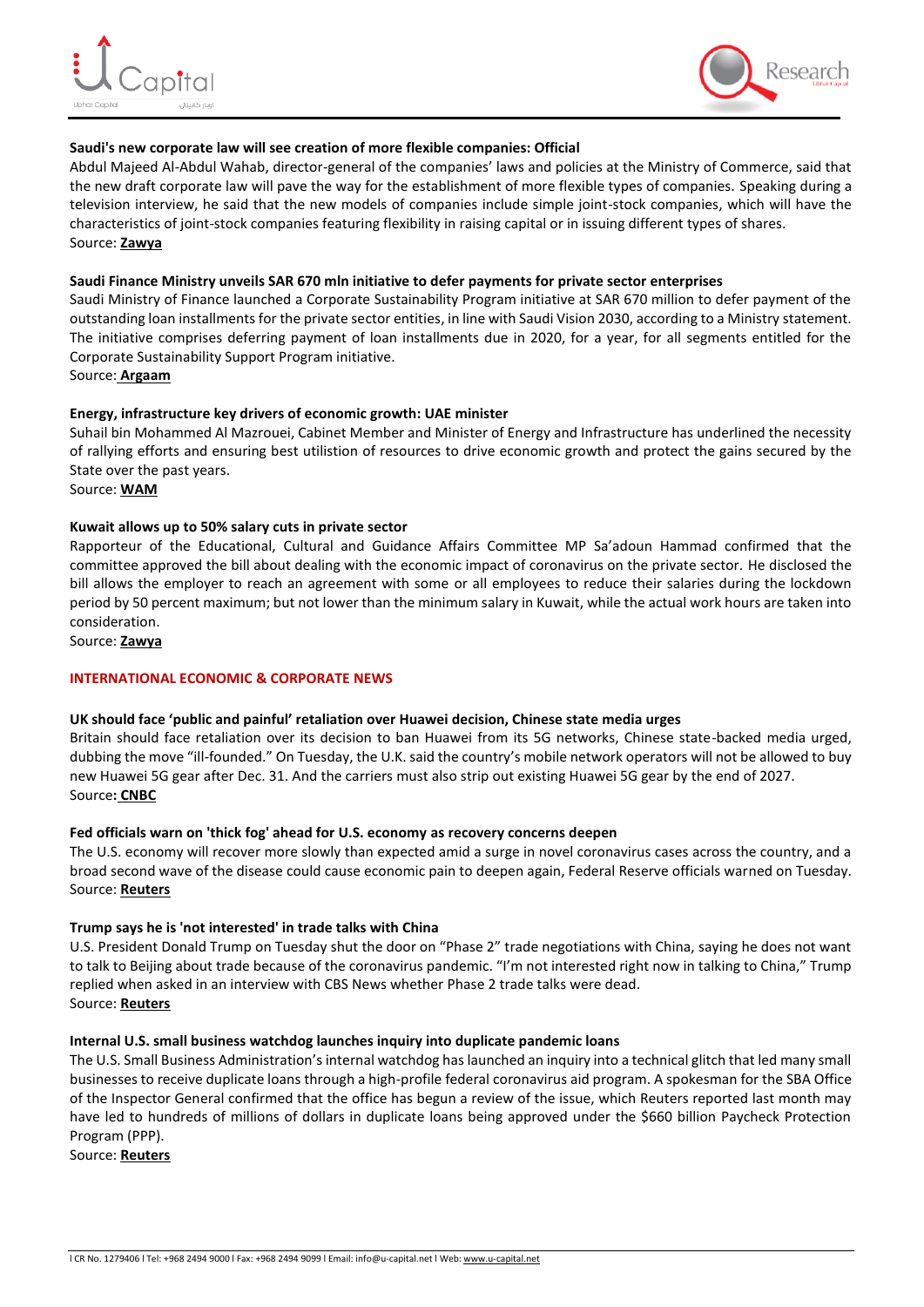**Saudi's new corporate law will see creation of more flexible companies: Official**

Abdul Majeed Al-Abdul Wahab, director-general of the companies' laws and policies at the Ministry of Commerce, said that the new draft corporate law will pave the way for the establishment of more flexible types of companies. Speaking during a television interview, he said that the new models of companies include simple joint-stock companies, which will have the characteristics of joint-stock companies featuring flexibility in raising capital or in issuing different types of shares.

Source: **Zawya**

**Saudi Finance Ministry unveils SAR 670 mln initiative to defer payments for private sector enterprises**

Saudi Ministry of Finance launched a Corporate Sustainability Program initiative at SAR 670 million to defer payment of the outstanding loan installments for the private sector entities, in line with Saudi Vision 2030, according to a Ministry statement. The initiative comprises deferring payment of loan installments due in 2020, for a year, for all segments entitled for the Corporate Sustainability Support Program initiative.

Source: **Argaam**

**Energy, infrastructure key drivers of economic growth: UAE minister**

Suhail bin Mohammed Al Mazrouei, Cabinet Member and Minister of Energy and Infrastructure has underlined the necessity of rallying efforts and ensuring best utilistion of resources to drive economic growth and protect the gains secured by the State over the past years.

Source: **WAM**

**Kuwait allows up to 50% salary cuts in private sector**

Rapporteur of the Educational, Cultural and Guidance Affairs Committee MP Sa'adoun Hammad confirmed that the committee approved the bill about dealing with the economic impact of coronavirus on the private sector. He disclosed the bill allows the employer to reach an agreement with some or all employees to reduce their salaries during the lockdown period by 50 percent maximum; but not lower than the minimum salary in Kuwait, while the actual work hours are taken into consideration.

Source: **Zawya**

## INTERNATIONAL ECONOMIC & CORPORATE NEWS

**UK should face 'public and painful' retaliation over Huawei decision, Chinese state media urges**

Britain should face retaliation over its decision to ban Huawei from its 5G networks, Chinese state-backed media urged, dubbing the move "ill-founded." On Tuesday, the U.K. said the country's mobile network operators will not be allowed to buy new Huawei 5G gear after Dec. 31. And the carriers must also strip out existing Huawei 5G gear by the end of 2027.

Source**: CNBC**

**Fed officials warn on 'thick fog' ahead for U.S. economy as recovery concerns deepen**

The U.S. economy will recover more slowly than expected amid a surge in novel coronavirus cases across the country, and a broad second wave of the disease could cause economic pain to deepen again, Federal Reserve officials warned on Tuesday.

Source: **Reuters**

**Trump says he is 'not interested' in trade talks with China**

U.S. President Donald Trump on Tuesday shut the door on "Phase 2" trade negotiations with China, saying he does not want to talk to Beijing about trade because of the coronavirus pandemic. "I'm not interested right now in talking to China," Trump replied when asked in an interview with CBS News whether Phase 2 trade talks were dead.

Source: **Reuters**

**Internal U.S. small business watchdog launches inquiry into duplicate pandemic loans**

The U.S. Small Business Administration's internal watchdog has launched an inquiry into a technical glitch that led many small businesses to receive duplicate loans through a high-profile federal coronavirus aid program. A spokesman for the SBA Office of the Inspector General confirmed that the office has begun a review of the issue, which Reuters reported last month may have led to hundreds of millions of dollars in duplicate loans being approved under the $660 billion Paycheck Protection Program (PPP).

Source: **Reuters**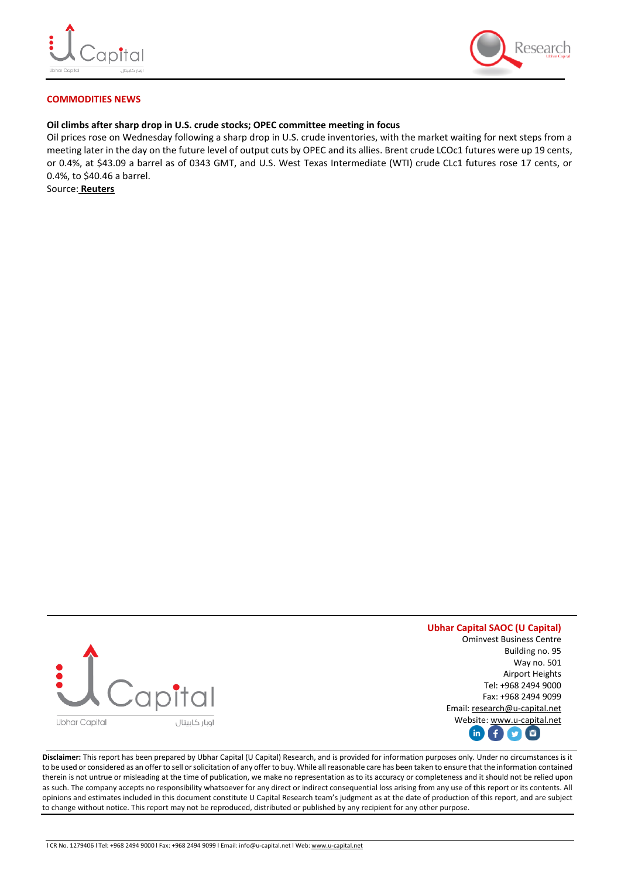## COMMODITIES NEWS

**Oil climbs after sharp drop in U.S. crude stocks; OPEC committee meeting in focus**

Oil prices rose on Wednesday following a sharp drop in U.S. crude inventories, with the market waiting for next steps from a meeting later in the day on the future level of output cuts by OPEC and its allies. Brent crude LCOc1 futures were up 19 cents, or 0.4%, at $43.09 a barrel as of 0343 GMT, and U.S. West Texas Intermediate (WTI) crude CLc1 futures rose 17 cents, or 0.4%, to $40.46 a barrel.

Source: **Reuters**

**Ubhar Capital SAOC (U Capital)**
Ominvest Business Centre
Building no. 95
Way no. 501
Airport Heights
Tel: +968 2494 9000
Fax: +968 2494 9099
Email: research@u-capital.net
Website: www.u-capital.net

**Disclaimer:** This report has been prepared by Ubhar Capital (U Capital) Research, and is provided for information purposes only. Under no circumstances is it to be used or considered as an offer to sell or solicitation of any offer to buy. While all reasonable care has been taken to ensure that the information contained therein is not untrue or misleading at the time of publication, we make no representation as to its accuracy or completeness and it should not be relied upon as such. The company accepts no responsibility whatsoever for any direct or indirect consequential loss arising from any use of this report or its contents. All opinions and estimates included in this document constitute U Capital Research team's judgment as at the date of production of this report, and are subject to change without notice. This report may not be reproduced, distributed or published by any recipient for any other purpose.

l CR No. 1279406 l Tel: +968 2494 9000 l Fax: +968 2494 9099 l Email: info@u-capital.net l Web: www.u-capital.net